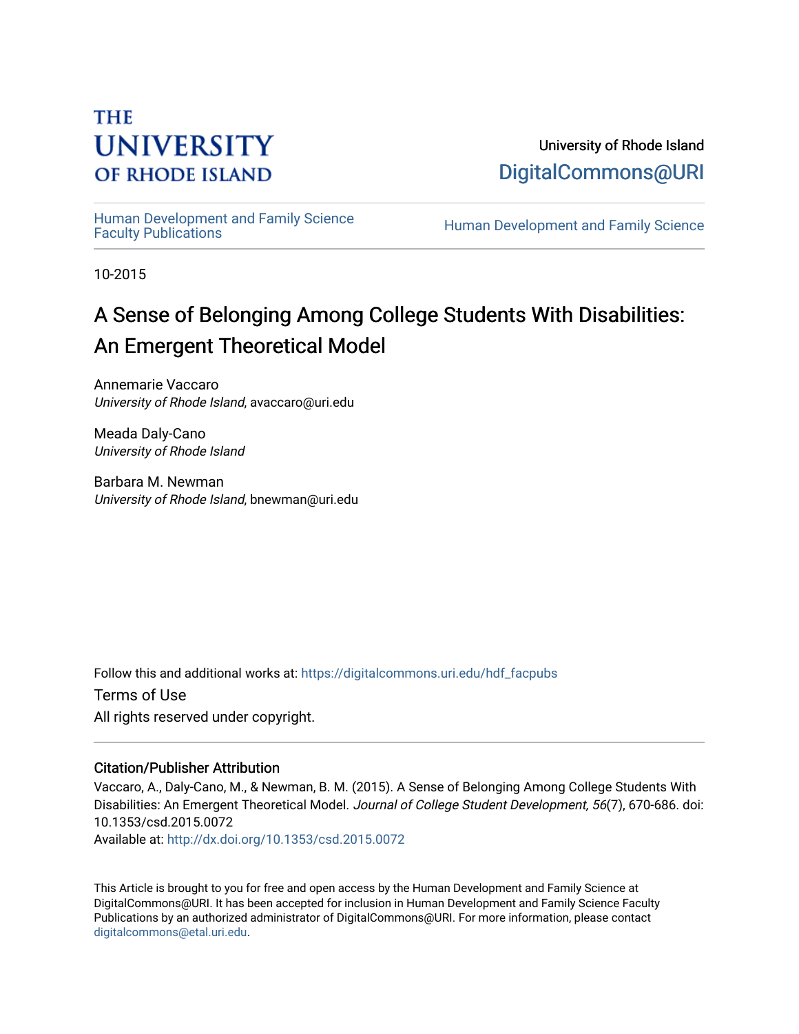THE UNIVERSITY OF RHODE ISLAND

University of Rhode Island
DigitalCommons@URI

Human Development and Family Science Faculty Publications

Human Development and Family Science

10-2015

# A Sense of Belonging Among College Students With Disabilities: An Emergent Theoretical Model

Annemarie Vaccaro
*University of Rhode Island*, avaccaro@uri.edu

Meada Daly-Cano
*University of Rhode Island*

Barbara M. Newman
*University of Rhode Island*, bnewman@uri.edu

Follow this and additional works at: https://digitalcommons.uri.edu/hdf_facpubs

Terms of Use
All rights reserved under copyright.

### Citation/Publisher Attribution

Vaccaro, A., Daly-Cano, M., & Newman, B. M. (2015). A Sense of Belonging Among College Students With Disabilities: An Emergent Theoretical Model. *Journal of College Student Development, 56*(7), 670-686. doi: 10.1353/csd.2015.0072
Available at: http://dx.doi.org/10.1353/csd.2015.0072

This Article is brought to you for free and open access by the Human Development and Family Science at DigitalCommons@URI. It has been accepted for inclusion in Human Development and Family Science Faculty Publications by an authorized administrator of DigitalCommons@URI. For more information, please contact digitalcommons@etal.uri.edu.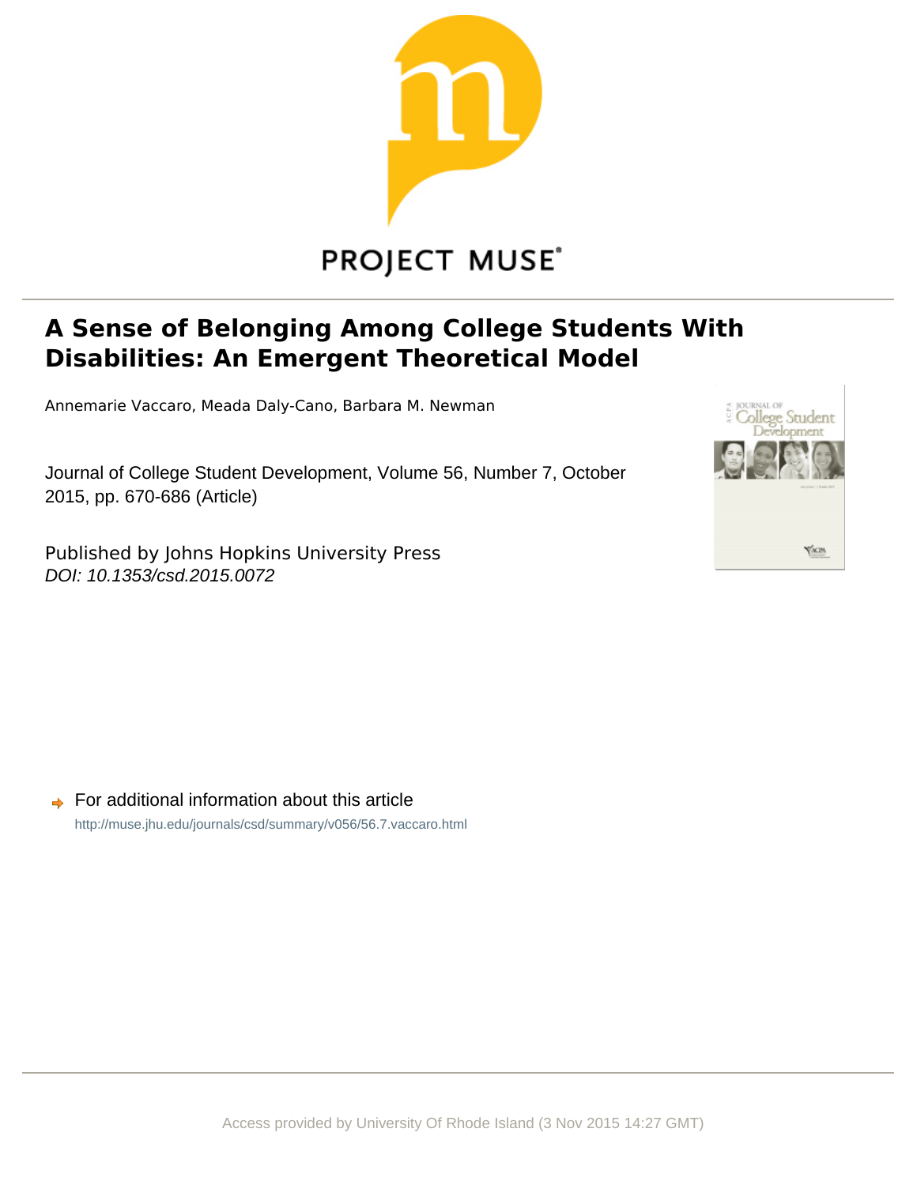# A Sense of Belonging Among College Students With Disabilities: An Emergent Theoretical Model

Annemarie Vaccaro, Meada Daly-Cano, Barbara M. Newman

Journal of College Student Development, Volume 56, Number 7, October 2015, pp. 670-686 (Article)

Published by Johns Hopkins University Press
*DOI: 10.1353/csd.2015.0072*

For additional information about this article

http://muse.jhu.edu/journals/csd/summary/v056/56.7.vaccaro.html

Access provided by University Of Rhode Island (3 Nov 2015 14:27 GMT)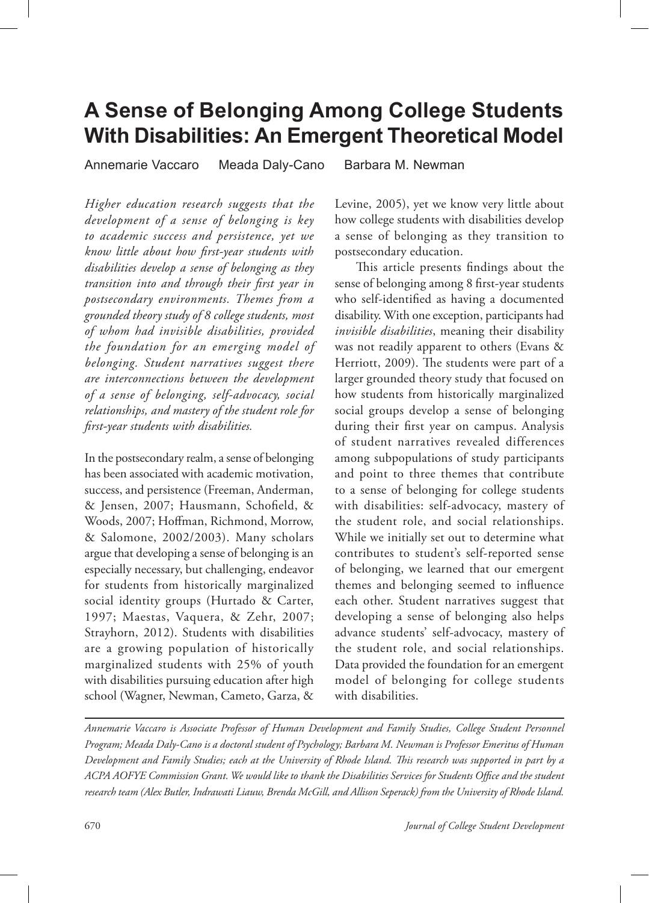# A Sense of Belonging Among College Students With Disabilities: An Emergent Theoretical Model

Annemarie Vaccaro Meada Daly-Cano Barbara M. Newman

*Higher education research suggests that the development of a sense of belonging is key to academic success and persistence, yet we know little about how first-year students with disabilities develop a sense of belonging as they transition into and through their first year in postsecondary environments. Themes from a grounded theory study of 8 college students, most of whom had invisible disabilities, provided the foundation for an emerging model of belonging. Student narratives suggest there are interconnections between the development of a sense of belonging, self-advocacy, social relationships, and mastery of the student role for first-year students with disabilities.*

In the postsecondary realm, a sense of belonging has been associated with academic motivation, success, and persistence (Freeman, Anderman, & Jensen, 2007; Hausmann, Schofield, & Woods, 2007; Hoffman, Richmond, Morrow, & Salomone, 2002/2003). Many scholars argue that developing a sense of belonging is an especially necessary, but challenging, endeavor for students from historically marginalized social identity groups (Hurtado & Carter, 1997; Maestas, Vaquera, & Zehr, 2007; Strayhorn, 2012). Students with disabilities are a growing population of historically marginalized students with 25% of youth with disabilities pursuing education after high school (Wagner, Newman, Cameto, Garza, & Levine, 2005), yet we know very little about how college students with disabilities develop a sense of belonging as they transition to postsecondary education.

This article presents findings about the sense of belonging among 8 first-year students who self-identified as having a documented disability. With one exception, participants had *invisible disabilities*, meaning their disability was not readily apparent to others (Evans & Herriott, 2009). The students were part of a larger grounded theory study that focused on how students from historically marginalized social groups develop a sense of belonging during their first year on campus. Analysis of student narratives revealed differences among subpopulations of study participants and point to three themes that contribute to a sense of belonging for college students with disabilities: self-advocacy, mastery of the student role, and social relationships. While we initially set out to determine what contributes to student's self-reported sense of belonging, we learned that our emergent themes and belonging seemed to influence each other. Student narratives suggest that developing a sense of belonging also helps advance students' self-advocacy, mastery of the student role, and social relationships. Data provided the foundation for an emergent model of belonging for college students with disabilities.

---

*Annemarie Vaccaro is Associate Professor of Human Development and Family Studies, College Student Personnel Program; Meada Daly-Cano is a doctoral student of Psychology; Barbara M. Newman is Professor Emeritus of Human Development and Family Studies; each at the University of Rhode Island. This research was supported in part by a ACPA AOFYE Commission Grant. We would like to thank the Disabilities Services for Students Office and the student research team (Alex Butler, Indrawati Liauw, Brenda McGill, and Allison Seperack) from the University of Rhode Island.*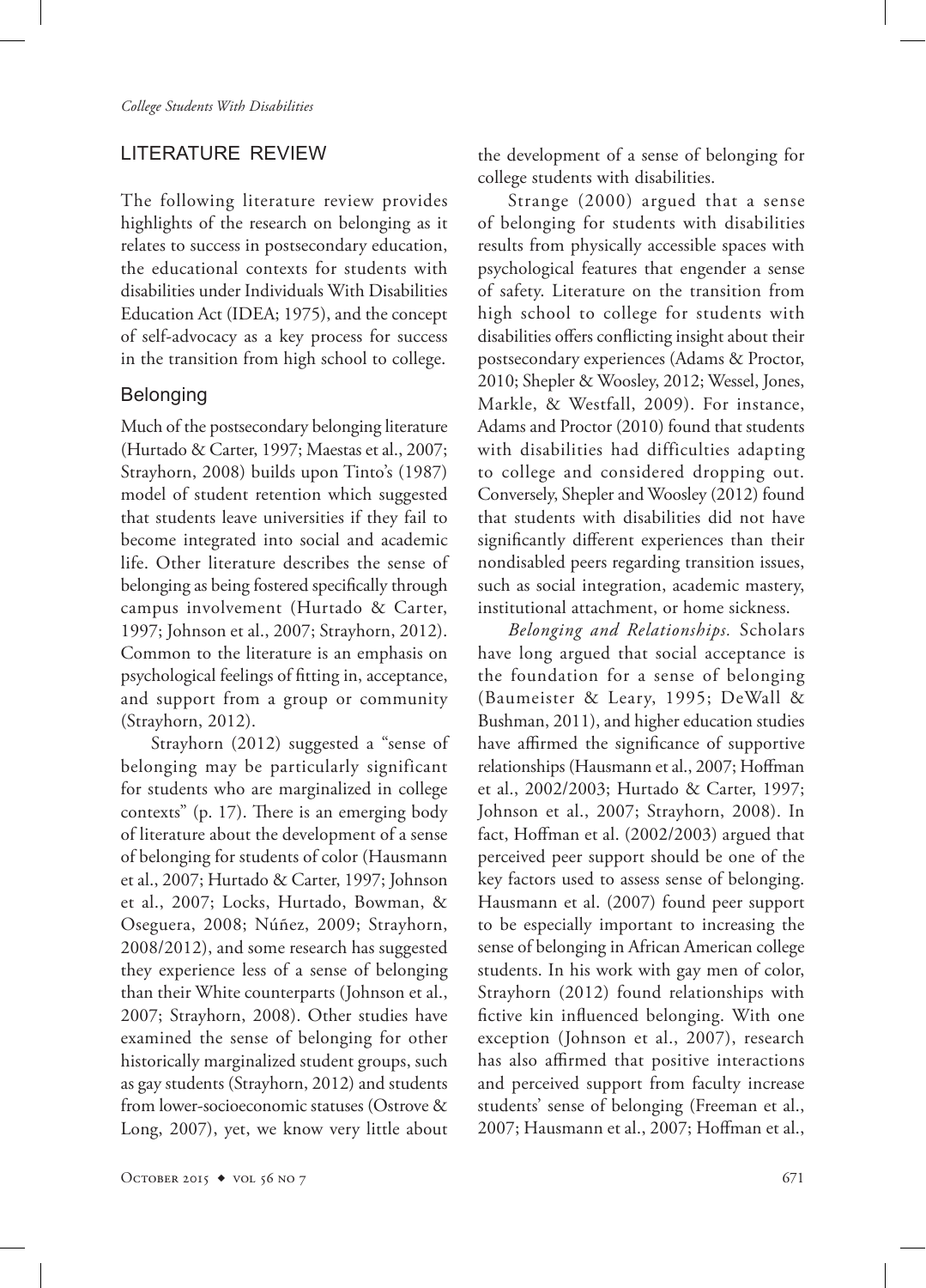## LITERATURE REVIEW

The following literature review provides highlights of the research on belonging as it relates to success in postsecondary education, the educational contexts for students with disabilities under Individuals With Disabilities Education Act (IDEA; 1975), and the concept of self-advocacy as a key process for success in the transition from high school to college.

### Belonging

Much of the postsecondary belonging literature (Hurtado & Carter, 1997; Maestas et al., 2007; Strayhorn, 2008) builds upon Tinto's (1987) model of student retention which suggested that students leave universities if they fail to become integrated into social and academic life. Other literature describes the sense of belonging as being fostered specifically through campus involvement (Hurtado & Carter, 1997; Johnson et al., 2007; Strayhorn, 2012). Common to the literature is an emphasis on psychological feelings of fitting in, acceptance, and support from a group or community (Strayhorn, 2012).

Strayhorn (2012) suggested a "sense of belonging may be particularly significant for students who are marginalized in college contexts" (p. 17). There is an emerging body of literature about the development of a sense of belonging for students of color (Hausmann et al., 2007; Hurtado & Carter, 1997; Johnson et al., 2007; Locks, Hurtado, Bowman, & Oseguera, 2008; Núñez, 2009; Strayhorn, 2008/2012), and some research has suggested they experience less of a sense of belonging than their White counterparts (Johnson et al., 2007; Strayhorn, 2008). Other studies have examined the sense of belonging for other historically marginalized student groups, such as gay students (Strayhorn, 2012) and students from lower-socioeconomic statuses (Ostrove & Long, 2007), yet, we know very little about the development of a sense of belonging for college students with disabilities.

Strange (2000) argued that a sense of belonging for students with disabilities results from physically accessible spaces with psychological features that engender a sense of safety. Literature on the transition from high school to college for students with disabilities offers conflicting insight about their postsecondary experiences (Adams & Proctor, 2010; Shepler & Woosley, 2012; Wessel, Jones, Markle, & Westfall, 2009). For instance, Adams and Proctor (2010) found that students with disabilities had difficulties adapting to college and considered dropping out. Conversely, Shepler and Woosley (2012) found that students with disabilities did not have significantly different experiences than their nondisabled peers regarding transition issues, such as social integration, academic mastery, institutional attachment, or home sickness.

*Belonging and Relationships.* Scholars have long argued that social acceptance is the foundation for a sense of belonging (Baumeister & Leary, 1995; DeWall & Bushman, 2011), and higher education studies have affirmed the significance of supportive relationships (Hausmann et al., 2007; Hoffman et al., 2002/2003; Hurtado & Carter, 1997; Johnson et al., 2007; Strayhorn, 2008). In fact, Hoffman et al. (2002/2003) argued that perceived peer support should be one of the key factors used to assess sense of belonging. Hausmann et al. (2007) found peer support to be especially important to increasing the sense of belonging in African American college students. In his work with gay men of color, Strayhorn (2012) found relationships with fictive kin influenced belonging. With one exception (Johnson et al., 2007), research has also affirmed that positive interactions and perceived support from faculty increase students' sense of belonging (Freeman et al., 2007; Hausmann et al., 2007; Hoffman et al.,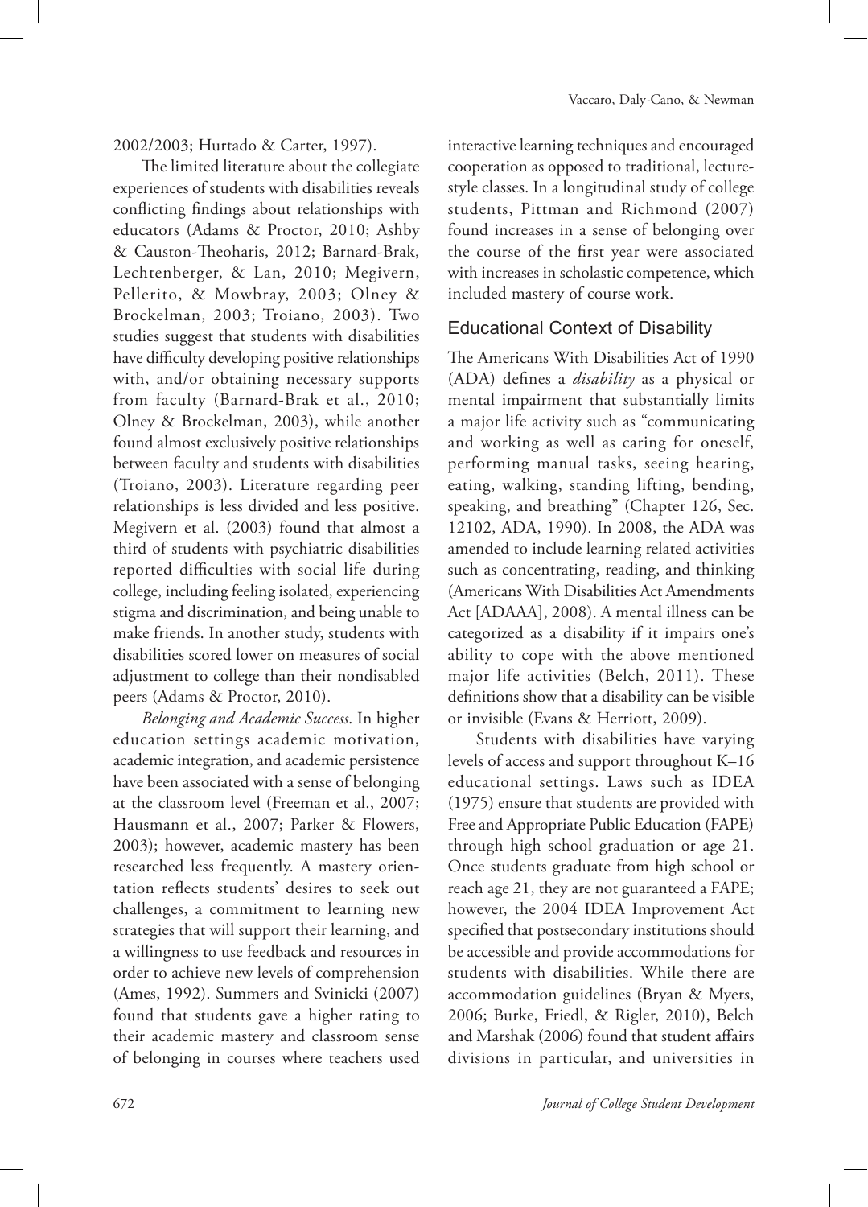2002/2003; Hurtado & Carter, 1997).

The limited literature about the collegiate experiences of students with disabilities reveals conflicting findings about relationships with educators (Adams & Proctor, 2010; Ashby & Causton-Theoharis, 2012; Barnard-Brak, Lechtenberger, & Lan, 2010; Megivern, Pellerito, & Mowbray, 2003; Olney & Brockelman, 2003; Troiano, 2003). Two studies suggest that students with disabilities have difficulty developing positive relationships with, and/or obtaining necessary supports from faculty (Barnard-Brak et al., 2010; Olney & Brockelman, 2003), while another found almost exclusively positive relationships between faculty and students with disabilities (Troiano, 2003). Literature regarding peer relationships is less divided and less positive. Megivern et al. (2003) found that almost a third of students with psychiatric disabilities reported difficulties with social life during college, including feeling isolated, experiencing stigma and discrimination, and being unable to make friends. In another study, students with disabilities scored lower on measures of social adjustment to college than their nondisabled peers (Adams & Proctor, 2010).

*Belonging and Academic Success*. In higher education settings academic motivation, academic integration, and academic persistence have been associated with a sense of belonging at the classroom level (Freeman et al., 2007; Hausmann et al., 2007; Parker & Flowers, 2003); however, academic mastery has been researched less frequently. A mastery orientation reflects students' desires to seek out challenges, a commitment to learning new strategies that will support their learning, and a willingness to use feedback and resources in order to achieve new levels of comprehension (Ames, 1992). Summers and Svinicki (2007) found that students gave a higher rating to their academic mastery and classroom sense of belonging in courses where teachers used interactive learning techniques and encouraged cooperation as opposed to traditional, lecture-style classes. In a longitudinal study of college students, Pittman and Richmond (2007) found increases in a sense of belonging over the course of the first year were associated with increases in scholastic competence, which included mastery of course work.

## Educational Context of Disability

The Americans With Disabilities Act of 1990 (ADA) defines a *disability* as a physical or mental impairment that substantially limits a major life activity such as "communicating and working as well as caring for oneself, performing manual tasks, seeing hearing, eating, walking, standing lifting, bending, speaking, and breathing" (Chapter 126, Sec. 12102, ADA, 1990). In 2008, the ADA was amended to include learning related activities such as concentrating, reading, and thinking (Americans With Disabilities Act Amendments Act [ADAAA], 2008). A mental illness can be categorized as a disability if it impairs one's ability to cope with the above mentioned major life activities (Belch, 2011). These definitions show that a disability can be visible or invisible (Evans & Herriott, 2009).

Students with disabilities have varying levels of access and support throughout K–16 educational settings. Laws such as IDEA (1975) ensure that students are provided with Free and Appropriate Public Education (FAPE) through high school graduation or age 21. Once students graduate from high school or reach age 21, they are not guaranteed a FAPE; however, the 2004 IDEA Improvement Act specified that postsecondary institutions should be accessible and provide accommodations for students with disabilities. While there are accommodation guidelines (Bryan & Myers, 2006; Burke, Friedl, & Rigler, 2010), Belch and Marshak (2006) found that student affairs divisions in particular, and universities in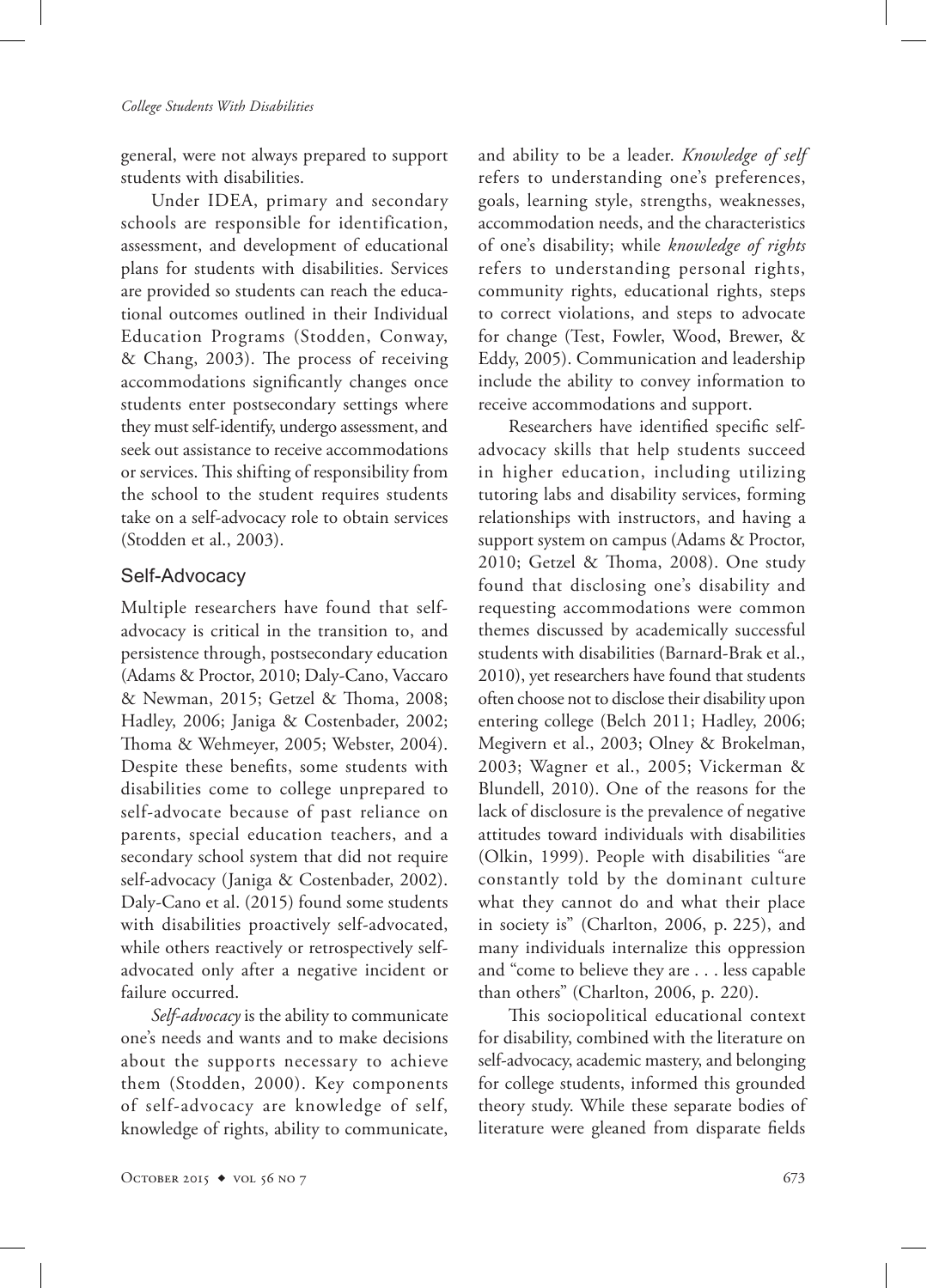general, were not always prepared to support students with disabilities.

Under IDEA, primary and secondary schools are responsible for identification, assessment, and development of educational plans for students with disabilities. Services are provided so students can reach the educational outcomes outlined in their Individual Education Programs (Stodden, Conway, & Chang, 2003). The process of receiving accommodations significantly changes once students enter postsecondary settings where they must self-identify, undergo assessment, and seek out assistance to receive accommodations or services. This shifting of responsibility from the school to the student requires students take on a self-advocacy role to obtain services (Stodden et al., 2003).

## Self-Advocacy

Multiple researchers have found that self-advocacy is critical in the transition to, and persistence through, postsecondary education (Adams & Proctor, 2010; Daly-Cano, Vaccaro & Newman, 2015; Getzel & Thoma, 2008; Hadley, 2006; Janiga & Costenbader, 2002; Thoma & Wehmeyer, 2005; Webster, 2004). Despite these benefits, some students with disabilities come to college unprepared to self-advocate because of past reliance on parents, special education teachers, and a secondary school system that did not require self-advocacy (Janiga & Costenbader, 2002). Daly-Cano et al. (2015) found some students with disabilities proactively self-advocated, while others reactively or retrospectively self-advocated only after a negative incident or failure occurred.

*Self-advocacy* is the ability to communicate one's needs and wants and to make decisions about the supports necessary to achieve them (Stodden, 2000). Key components of self-advocacy are knowledge of self, knowledge of rights, ability to communicate, and ability to be a leader. *Knowledge of self* refers to understanding one's preferences, goals, learning style, strengths, weaknesses, accommodation needs, and the characteristics of one's disability; while *knowledge of rights* refers to understanding personal rights, community rights, educational rights, steps to correct violations, and steps to advocate for change (Test, Fowler, Wood, Brewer, & Eddy, 2005). Communication and leadership include the ability to convey information to receive accommodations and support.

Researchers have identified specific self-advocacy skills that help students succeed in higher education, including utilizing tutoring labs and disability services, forming relationships with instructors, and having a support system on campus (Adams & Proctor, 2010; Getzel & Thoma, 2008). One study found that disclosing one's disability and requesting accommodations were common themes discussed by academically successful students with disabilities (Barnard-Brak et al., 2010), yet researchers have found that students often choose not to disclose their disability upon entering college (Belch 2011; Hadley, 2006; Megivern et al., 2003; Olney & Brokelman, 2003; Wagner et al., 2005; Vickerman & Blundell, 2010). One of the reasons for the lack of disclosure is the prevalence of negative attitudes toward individuals with disabilities (Olkin, 1999). People with disabilities "are constantly told by the dominant culture what they cannot do and what their place in society is" (Charlton, 2006, p. 225), and many individuals internalize this oppression and "come to believe they are . . . less capable than others" (Charlton, 2006, p. 220).

This sociopolitical educational context for disability, combined with the literature on self-advocacy, academic mastery, and belonging for college students, informed this grounded theory study. While these separate bodies of literature were gleaned from disparate fields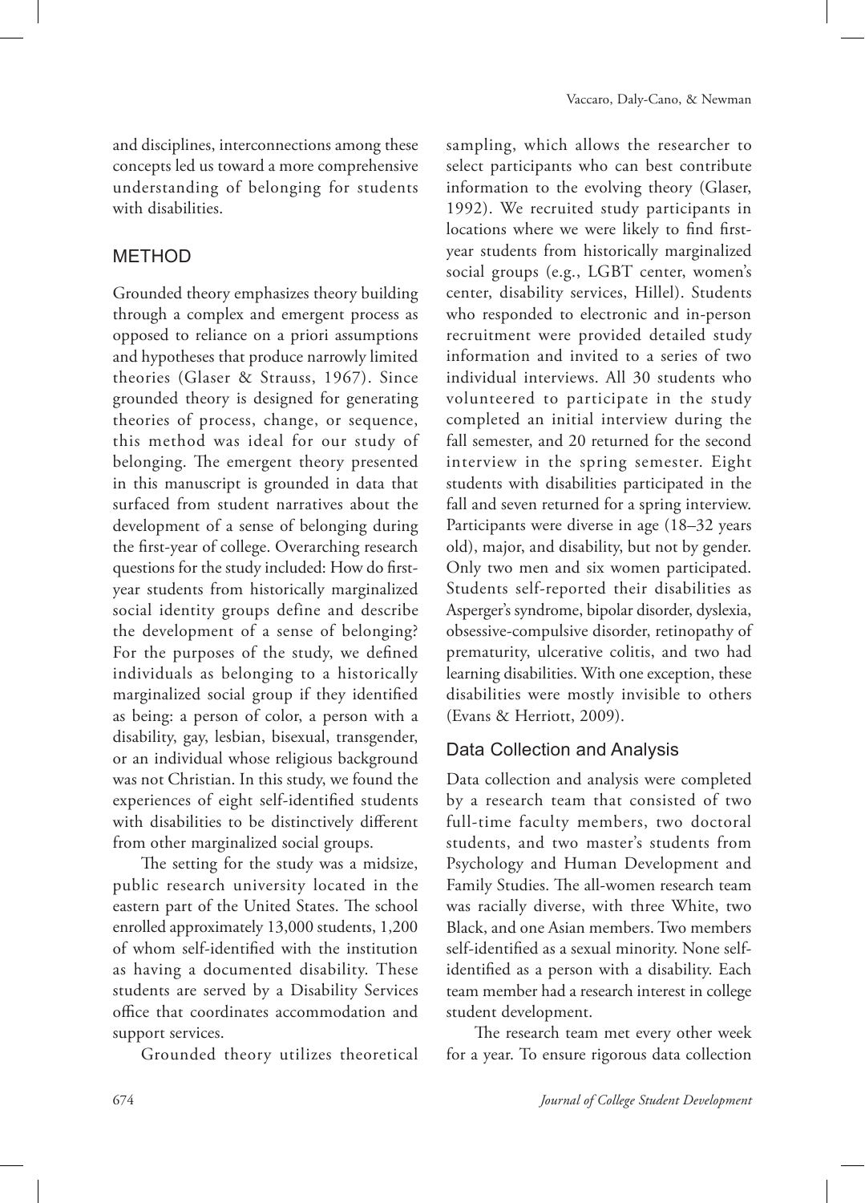and disciplines, interconnections among these concepts led us toward a more comprehensive understanding of belonging for students with disabilities.

## METHOD

Grounded theory emphasizes theory building through a complex and emergent process as opposed to reliance on a priori assumptions and hypotheses that produce narrowly limited theories (Glaser & Strauss, 1967). Since grounded theory is designed for generating theories of process, change, or sequence, this method was ideal for our study of belonging. The emergent theory presented in this manuscript is grounded in data that surfaced from student narratives about the development of a sense of belonging during the first-year of college. Overarching research questions for the study included: How do first-year students from historically marginalized social identity groups define and describe the development of a sense of belonging? For the purposes of the study, we defined individuals as belonging to a historically marginalized social group if they identified as being: a person of color, a person with a disability, gay, lesbian, bisexual, transgender, or an individual whose religious background was not Christian. In this study, we found the experiences of eight self-identified students with disabilities to be distinctively different from other marginalized social groups.

The setting for the study was a midsize, public research university located in the eastern part of the United States. The school enrolled approximately 13,000 students, 1,200 of whom self-identified with the institution as having a documented disability. These students are served by a Disability Services office that coordinates accommodation and support services.

Grounded theory utilizes theoretical sampling, which allows the researcher to select participants who can best contribute information to the evolving theory (Glaser, 1992). We recruited study participants in locations where we were likely to find first-year students from historically marginalized social groups (e.g., LGBT center, women's center, disability services, Hillel). Students who responded to electronic and in-person recruitment were provided detailed study information and invited to a series of two individual interviews. All 30 students who volunteered to participate in the study completed an initial interview during the fall semester, and 20 returned for the second interview in the spring semester. Eight students with disabilities participated in the fall and seven returned for a spring interview. Participants were diverse in age (18–32 years old), major, and disability, but not by gender. Only two men and six women participated. Students self-reported their disabilities as Asperger's syndrome, bipolar disorder, dyslexia, obsessive-compulsive disorder, retinopathy of prematurity, ulcerative colitis, and two had learning disabilities. With one exception, these disabilities were mostly invisible to others (Evans & Herriott, 2009).

### Data Collection and Analysis

Data collection and analysis were completed by a research team that consisted of two full-time faculty members, two doctoral students, and two master's students from Psychology and Human Development and Family Studies. The all-women research team was racially diverse, with three White, two Black, and one Asian members. Two members self-identified as a sexual minority. None self-identified as a person with a disability. Each team member had a research interest in college student development.

The research team met every other week for a year. To ensure rigorous data collection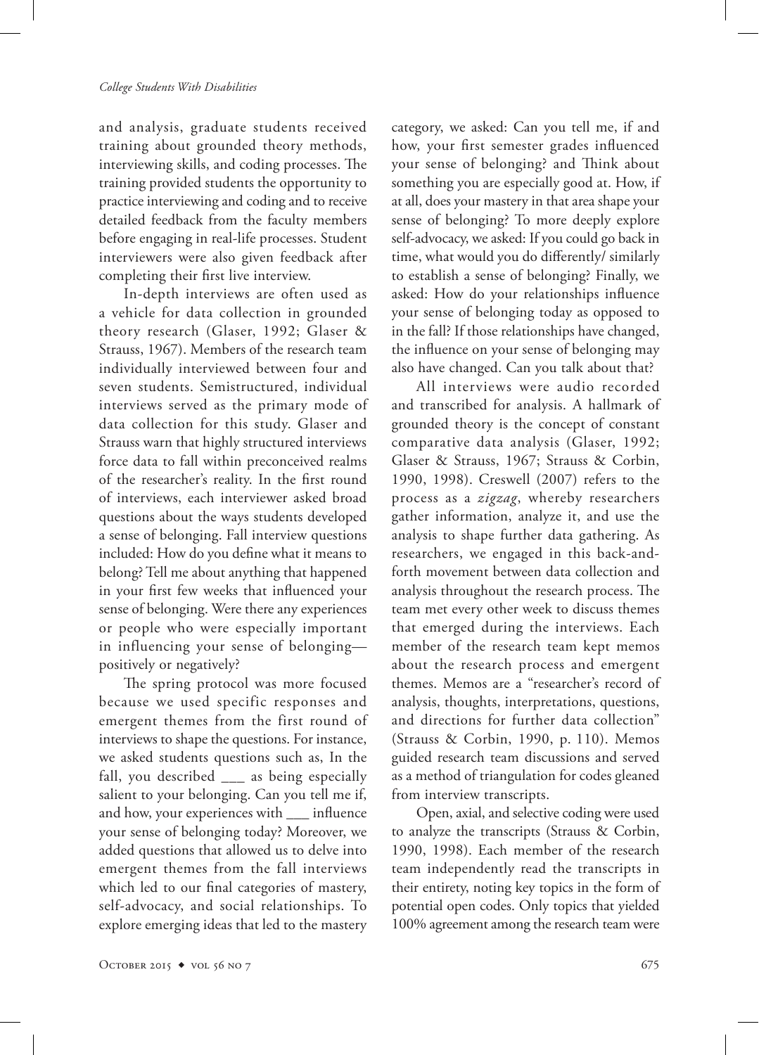and analysis, graduate students received training about grounded theory methods, interviewing skills, and coding processes. The training provided students the opportunity to practice interviewing and coding and to receive detailed feedback from the faculty members before engaging in real-life processes. Student interviewers were also given feedback after completing their first live interview.

In-depth interviews are often used as a vehicle for data collection in grounded theory research (Glaser, 1992; Glaser & Strauss, 1967). Members of the research team individually interviewed between four and seven students. Semistructured, individual interviews served as the primary mode of data collection for this study. Glaser and Strauss warn that highly structured interviews force data to fall within preconceived realms of the researcher's reality. In the first round of interviews, each interviewer asked broad questions about the ways students developed a sense of belonging. Fall interview questions included: How do you define what it means to belong? Tell me about anything that happened in your first few weeks that influenced your sense of belonging. Were there any experiences or people who were especially important in influencing your sense of belonging—positively or negatively?

The spring protocol was more focused because we used specific responses and emergent themes from the first round of interviews to shape the questions. For instance, we asked students questions such as, In the fall, you described ___ as being especially salient to your belonging. Can you tell me if, and how, your experiences with ___ influence your sense of belonging today? Moreover, we added questions that allowed us to delve into emergent themes from the fall interviews which led to our final categories of mastery, self-advocacy, and social relationships. To explore emerging ideas that led to the mastery category, we asked: Can you tell me, if and how, your first semester grades influenced your sense of belonging? and Think about something you are especially good at. How, if at all, does your mastery in that area shape your sense of belonging? To more deeply explore self-advocacy, we asked: If you could go back in time, what would you do differently/ similarly to establish a sense of belonging? Finally, we asked: How do your relationships influence your sense of belonging today as opposed to in the fall? If those relationships have changed, the influence on your sense of belonging may also have changed. Can you talk about that?

All interviews were audio recorded and transcribed for analysis. A hallmark of grounded theory is the concept of constant comparative data analysis (Glaser, 1992; Glaser & Strauss, 1967; Strauss & Corbin, 1990, 1998). Creswell (2007) refers to the process as a *zigzag*, whereby researchers gather information, analyze it, and use the analysis to shape further data gathering. As researchers, we engaged in this back-and-forth movement between data collection and analysis throughout the research process. The team met every other week to discuss themes that emerged during the interviews. Each member of the research team kept memos about the research process and emergent themes. Memos are a "researcher's record of analysis, thoughts, interpretations, questions, and directions for further data collection" (Strauss & Corbin, 1990, p. 110). Memos guided research team discussions and served as a method of triangulation for codes gleaned from interview transcripts.

Open, axial, and selective coding were used to analyze the transcripts (Strauss & Corbin, 1990, 1998). Each member of the research team independently read the transcripts in their entirety, noting key topics in the form of potential open codes. Only topics that yielded 100% agreement among the research team were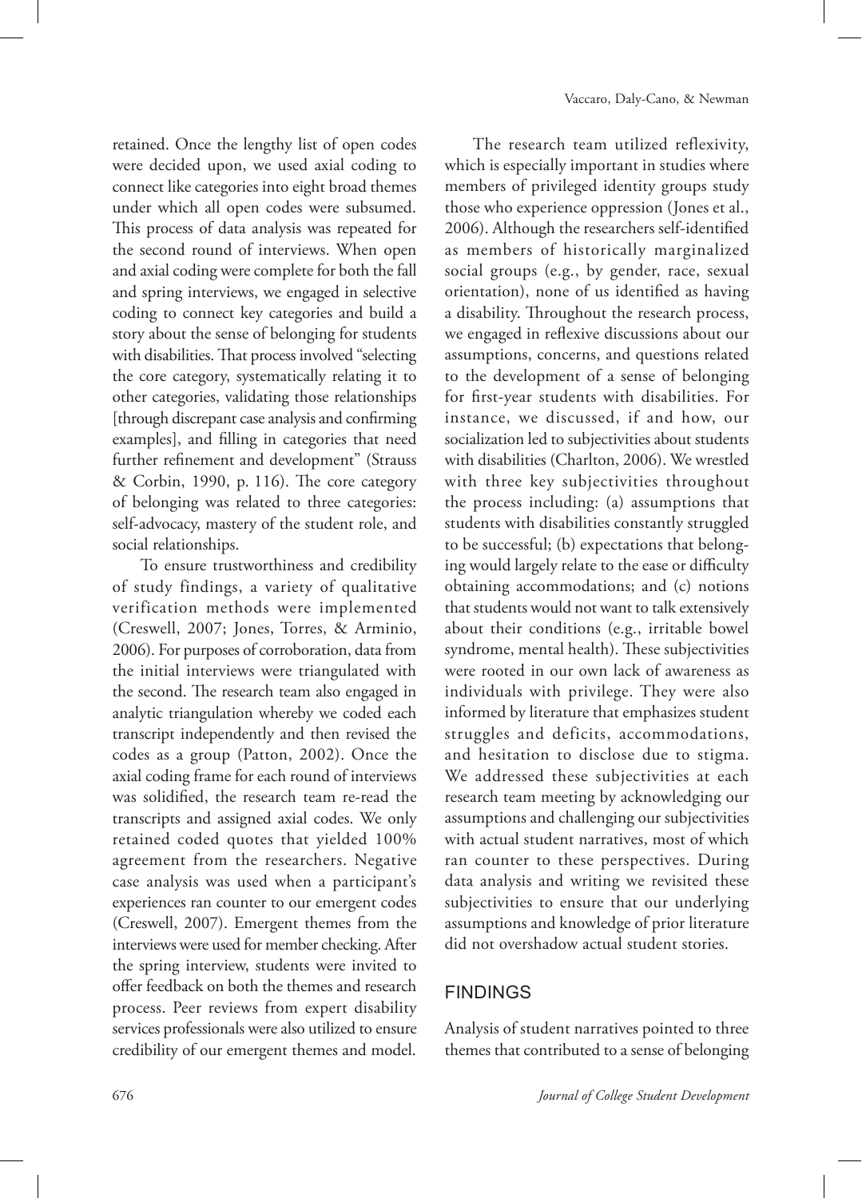retained. Once the lengthy list of open codes were decided upon, we used axial coding to connect like categories into eight broad themes under which all open codes were subsumed. This process of data analysis was repeated for the second round of interviews. When open and axial coding were complete for both the fall and spring interviews, we engaged in selective coding to connect key categories and build a story about the sense of belonging for students with disabilities. That process involved "selecting the core category, systematically relating it to other categories, validating those relationships [through discrepant case analysis and confirming examples], and filling in categories that need further refinement and development" (Strauss & Corbin, 1990, p. 116). The core category of belonging was related to three categories: self-advocacy, mastery of the student role, and social relationships.

To ensure trustworthiness and credibility of study findings, a variety of qualitative verification methods were implemented (Creswell, 2007; Jones, Torres, & Arminio, 2006). For purposes of corroboration, data from the initial interviews were triangulated with the second. The research team also engaged in analytic triangulation whereby we coded each transcript independently and then revised the codes as a group (Patton, 2002). Once the axial coding frame for each round of interviews was solidified, the research team re-read the transcripts and assigned axial codes. We only retained coded quotes that yielded 100% agreement from the researchers. Negative case analysis was used when a participant's experiences ran counter to our emergent codes (Creswell, 2007). Emergent themes from the interviews were used for member checking. After the spring interview, students were invited to offer feedback on both the themes and research process. Peer reviews from expert disability services professionals were also utilized to ensure credibility of our emergent themes and model.

The research team utilized reflexivity, which is especially important in studies where members of privileged identity groups study those who experience oppression (Jones et al., 2006). Although the researchers self-identified as members of historically marginalized social groups (e.g., by gender, race, sexual orientation), none of us identified as having a disability. Throughout the research process, we engaged in reflexive discussions about our assumptions, concerns, and questions related to the development of a sense of belonging for first-year students with disabilities. For instance, we discussed, if and how, our socialization led to subjectivities about students with disabilities (Charlton, 2006). We wrestled with three key subjectivities throughout the process including: (a) assumptions that students with disabilities constantly struggled to be successful; (b) expectations that belonging would largely relate to the ease or difficulty obtaining accommodations; and (c) notions that students would not want to talk extensively about their conditions (e.g., irritable bowel syndrome, mental health). These subjectivities were rooted in our own lack of awareness as individuals with privilege. They were also informed by literature that emphasizes student struggles and deficits, accommodations, and hesitation to disclose due to stigma. We addressed these subjectivities at each research team meeting by acknowledging our assumptions and challenging our subjectivities with actual student narratives, most of which ran counter to these perspectives. During data analysis and writing we revisited these subjectivities to ensure that our underlying assumptions and knowledge of prior literature did not overshadow actual student stories.

## FINDINGS

Analysis of student narratives pointed to three themes that contributed to a sense of belonging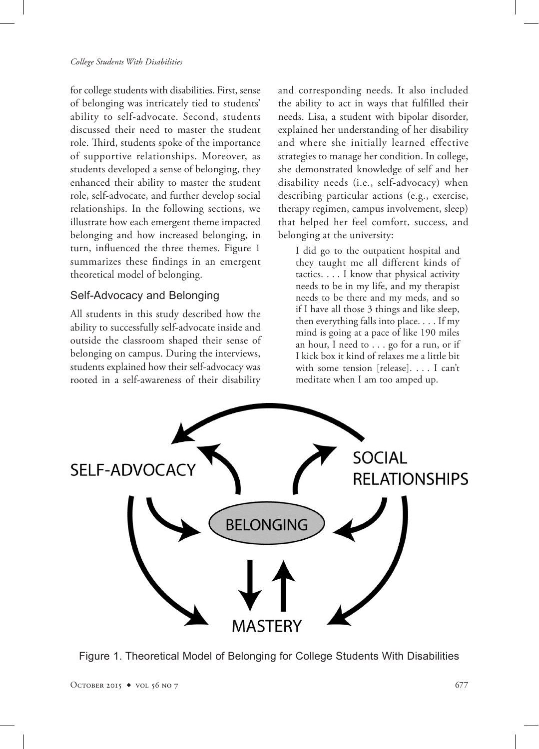for college students with disabilities. First, sense of belonging was intricately tied to students' ability to self-advocate. Second, students discussed their need to master the student role. Third, students spoke of the importance of supportive relationships. Moreover, as students developed a sense of belonging, they enhanced their ability to master the student role, self-advocate, and further develop social relationships. In the following sections, we illustrate how each emergent theme impacted belonging and how increased belonging, in turn, influenced the three themes. Figure 1 summarizes these findings in an emergent theoretical model of belonging.

### Self-Advocacy and Belonging

All students in this study described how the ability to successfully self-advocate inside and outside the classroom shaped their sense of belonging on campus. During the interviews, students explained how their self-advocacy was rooted in a self-awareness of their disability and corresponding needs. It also included the ability to act in ways that fulfilled their needs. Lisa, a student with bipolar disorder, explained her understanding of her disability and where she initially learned effective strategies to manage her condition. In college, she demonstrated knowledge of self and her disability needs (i.e., self-advocacy) when describing particular actions (e.g., exercise, therapy regimen, campus involvement, sleep) that helped her feel comfort, success, and belonging at the university:

> I did go to the outpatient hospital and they taught me all different kinds of tactics. . . . I know that physical activity needs to be in my life, and my therapist needs to be there and my meds, and so if I have all those 3 things and like sleep, then everything falls into place. . . . If my mind is going at a pace of like 190 miles an hour, I need to . . . go for a run, or if I kick box it kind of relaxes me a little bit with some tension [release]. . . . I can't meditate when I am too amped up.

SELF-ADVOCACY

SOCIAL RELATIONSHIPS

BELONGING

MASTERY

Figure 1. Theoretical Model of Belonging for College Students With Disabilities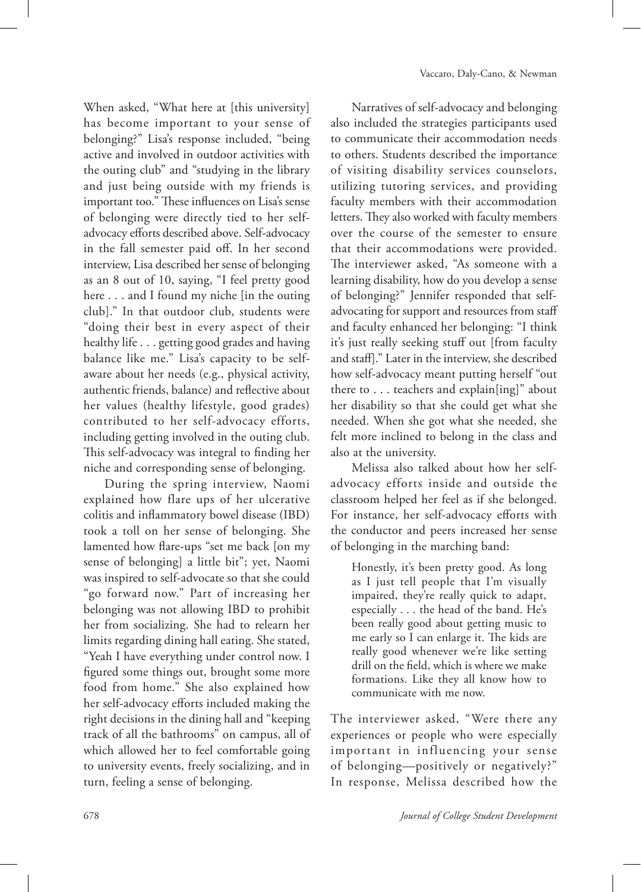When asked, "What here at [this university] has become important to your sense of belonging?" Lisa's response included, "being active and involved in outdoor activities with the outing club" and "studying in the library and just being outside with my friends is important too." These influences on Lisa's sense of belonging were directly tied to her self-advocacy efforts described above. Self-advocacy in the fall semester paid off. In her second interview, Lisa described her sense of belonging as an 8 out of 10, saying, "I feel pretty good here . . . and I found my niche [in the outing club]." In that outdoor club, students were "doing their best in every aspect of their healthy life . . . getting good grades and having balance like me." Lisa's capacity to be self-aware about her needs (e.g., physical activity, authentic friends, balance) and reflective about her values (healthy lifestyle, good grades) contributed to her self-advocacy efforts, including getting involved in the outing club. This self-advocacy was integral to finding her niche and corresponding sense of belonging.

During the spring interview, Naomi explained how flare ups of her ulcerative colitis and inflammatory bowel disease (IBD) took a toll on her sense of belonging. She lamented how flare-ups "set me back [on my sense of belonging] a little bit"; yet, Naomi was inspired to self-advocate so that she could "go forward now." Part of increasing her belonging was not allowing IBD to prohibit her from socializing. She had to relearn her limits regarding dining hall eating. She stated, "Yeah I have everything under control now. I figured some things out, brought some more food from home." She also explained how her self-advocacy efforts included making the right decisions in the dining hall and "keeping track of all the bathrooms" on campus, all of which allowed her to feel comfortable going to university events, freely socializing, and in turn, feeling a sense of belonging.

Narratives of self-advocacy and belonging also included the strategies participants used to communicate their accommodation needs to others. Students described the importance of visiting disability services counselors, utilizing tutoring services, and providing faculty members with their accommodation letters. They also worked with faculty members over the course of the semester to ensure that their accommodations were provided. The interviewer asked, "As someone with a learning disability, how do you develop a sense of belonging?" Jennifer responded that self-advocating for support and resources from staff and faculty enhanced her belonging: "I think it's just really seeking stuff out [from faculty and staff]." Later in the interview, she described how self-advocacy meant putting herself "out there to . . . teachers and explain[ing]" about her disability so that she could get what she needed. When she got what she needed, she felt more inclined to belong in the class and also at the university.

Melissa also talked about how her self-advocacy efforts inside and outside the classroom helped her feel as if she belonged. For instance, her self-advocacy efforts with the conductor and peers increased her sense of belonging in the marching band:

> Honestly, it's been pretty good. As long as I just tell people that I'm visually impaired, they're really quick to adapt, especially . . . the head of the band. He's been really good about getting music to me early so I can enlarge it. The kids are really good whenever we're like setting drill on the field, which is where we make formations. Like they all know how to communicate with me now.

The interviewer asked, "Were there any experiences or people who were especially important in influencing your sense of belonging—positively or negatively?" In response, Melissa described how the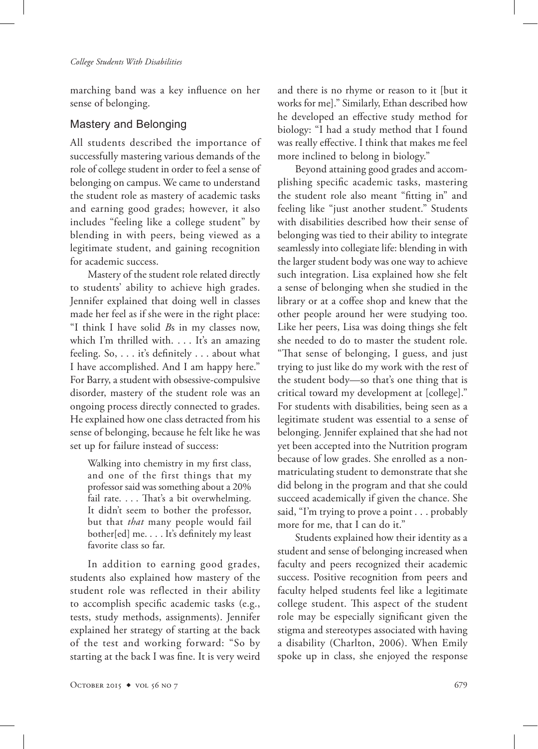marching band was a key influence on her sense of belonging.

## Mastery and Belonging

All students described the importance of successfully mastering various demands of the role of college student in order to feel a sense of belonging on campus. We came to understand the student role as mastery of academic tasks and earning good grades; however, it also includes "feeling like a college student" by blending in with peers, being viewed as a legitimate student, and gaining recognition for academic success.

Mastery of the student role related directly to students' ability to achieve high grades. Jennifer explained that doing well in classes made her feel as if she were in the right place: "I think I have solid *B*s in my classes now, which I'm thrilled with. . . . It's an amazing feeling. So, . . . it's definitely . . . about what I have accomplished. And I am happy here." For Barry, a student with obsessive-compulsive disorder, mastery of the student role was an ongoing process directly connected to grades. He explained how one class detracted from his sense of belonging, because he felt like he was set up for failure instead of success:

> Walking into chemistry in my first class, and one of the first things that my professor said was something about a 20% fail rate. . . . That's a bit overwhelming. It didn't seem to bother the professor, but that *that* many people would fail bother[ed] me. . . . It's definitely my least favorite class so far.

In addition to earning good grades, students also explained how mastery of the student role was reflected in their ability to accomplish specific academic tasks (e.g., tests, study methods, assignments). Jennifer explained her strategy of starting at the back of the test and working forward: "So by starting at the back I was fine. It is very weird and there is no rhyme or reason to it [but it works for me]." Similarly, Ethan described how he developed an effective study method for biology: "I had a study method that I found was really effective. I think that makes me feel more inclined to belong in biology."

Beyond attaining good grades and accomplishing specific academic tasks, mastering the student role also meant "fitting in" and feeling like "just another student." Students with disabilities described how their sense of belonging was tied to their ability to integrate seamlessly into collegiate life: blending in with the larger student body was one way to achieve such integration. Lisa explained how she felt a sense of belonging when she studied in the library or at a coffee shop and knew that the other people around her were studying too. Like her peers, Lisa was doing things she felt she needed to do to master the student role. "That sense of belonging, I guess, and just trying to just like do my work with the rest of the student body—so that's one thing that is critical toward my development at [college]." For students with disabilities, being seen as a legitimate student was essential to a sense of belonging. Jennifer explained that she had not yet been accepted into the Nutrition program because of low grades. She enrolled as a non-matriculating student to demonstrate that she did belong in the program and that she could succeed academically if given the chance. She said, "I'm trying to prove a point . . . probably more for me, that I can do it."

Students explained how their identity as a student and sense of belonging increased when faculty and peers recognized their academic success. Positive recognition from peers and faculty helped students feel like a legitimate college student. This aspect of the student role may be especially significant given the stigma and stereotypes associated with having a disability (Charlton, 2006). When Emily spoke up in class, she enjoyed the response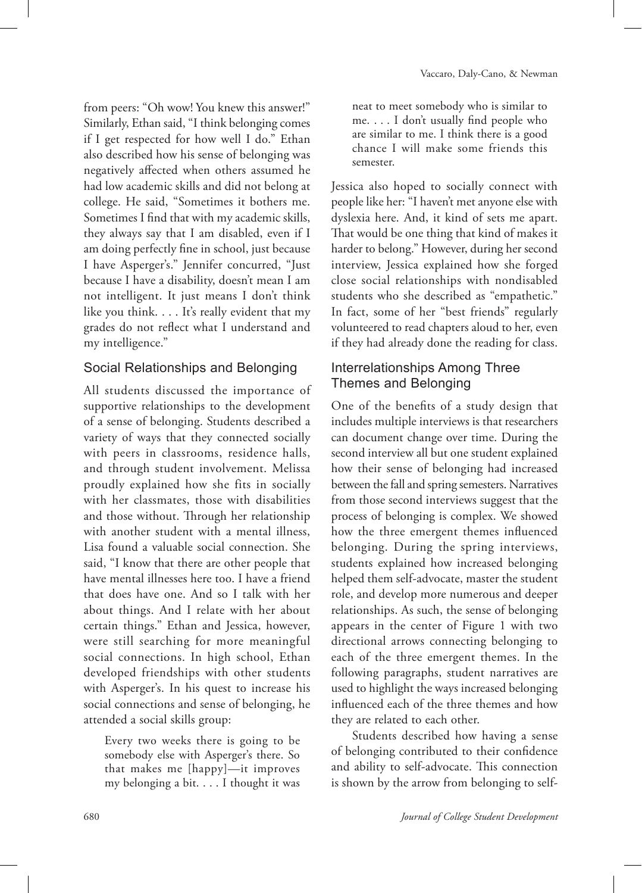from peers: "Oh wow! You knew this answer!" Similarly, Ethan said, "I think belonging comes if I get respected for how well I do." Ethan also described how his sense of belonging was negatively affected when others assumed he had low academic skills and did not belong at college. He said, "Sometimes it bothers me. Sometimes I find that with my academic skills, they always say that I am disabled, even if I am doing perfectly fine in school, just because I have Asperger's." Jennifer concurred, "Just because I have a disability, doesn't mean I am not intelligent. It just means I don't think like you think. . . . It's really evident that my grades do not reflect what I understand and my intelligence."

## Social Relationships and Belonging

All students discussed the importance of supportive relationships to the development of a sense of belonging. Students described a variety of ways that they connected socially with peers in classrooms, residence halls, and through student involvement. Melissa proudly explained how she fits in socially with her classmates, those with disabilities and those without. Through her relationship with another student with a mental illness, Lisa found a valuable social connection. She said, "I know that there are other people that have mental illnesses here too. I have a friend that does have one. And so I talk with her about things. And I relate with her about certain things." Ethan and Jessica, however, were still searching for more meaningful social connections. In high school, Ethan developed friendships with other students with Asperger's. In his quest to increase his social connections and sense of belonging, he attended a social skills group:

> Every two weeks there is going to be somebody else with Asperger's there. So that makes me [happy]—it improves my belonging a bit. . . . I thought it was neat to meet somebody who is similar to me. . . . I don't usually find people who are similar to me. I think there is a good chance I will make some friends this semester.

Jessica also hoped to socially connect with people like her: "I haven't met anyone else with dyslexia here. And, it kind of sets me apart. That would be one thing that kind of makes it harder to belong." However, during her second interview, Jessica explained how she forged close social relationships with nondisabled students who she described as "empathetic." In fact, some of her "best friends" regularly volunteered to read chapters aloud to her, even if they had already done the reading for class.

## Interrelationships Among Three Themes and Belonging

One of the benefits of a study design that includes multiple interviews is that researchers can document change over time. During the second interview all but one student explained how their sense of belonging had increased between the fall and spring semesters. Narratives from those second interviews suggest that the process of belonging is complex. We showed how the three emergent themes influenced belonging. During the spring interviews, students explained how increased belonging helped them self-advocate, master the student role, and develop more numerous and deeper relationships. As such, the sense of belonging appears in the center of Figure 1 with two directional arrows connecting belonging to each of the three emergent themes. In the following paragraphs, student narratives are used to highlight the ways increased belonging influenced each of the three themes and how they are related to each other.

Students described how having a sense of belonging contributed to their confidence and ability to self-advocate. This connection is shown by the arrow from belonging to self-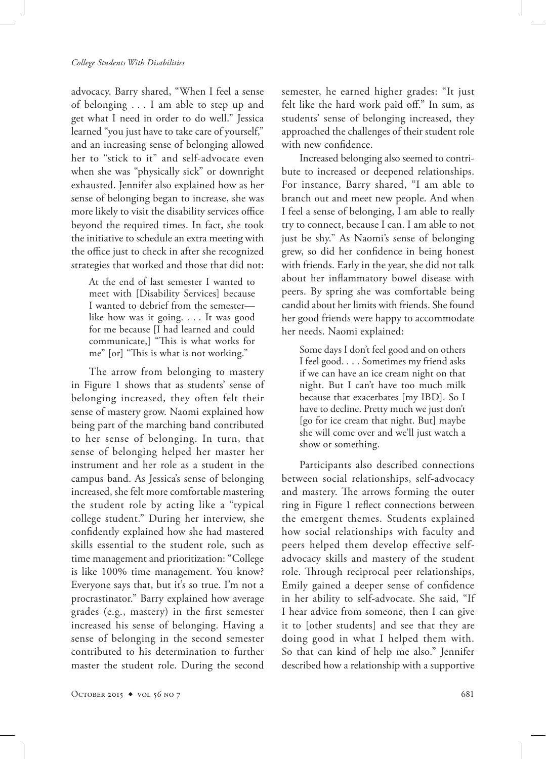advocacy. Barry shared, "When I feel a sense of belonging . . . I am able to step up and get what I need in order to do well." Jessica learned "you just have to take care of yourself," and an increasing sense of belonging allowed her to "stick to it" and self-advocate even when she was "physically sick" or downright exhausted. Jennifer also explained how as her sense of belonging began to increase, she was more likely to visit the disability services office beyond the required times. In fact, she took the initiative to schedule an extra meeting with the office just to check in after she recognized strategies that worked and those that did not:

> At the end of last semester I wanted to meet with [Disability Services] because I wanted to debrief from the semester—like how was it going. . . . It was good for me because [I had learned and could communicate,] "This is what works for me" [or] "This is what is not working."

The arrow from belonging to mastery in Figure 1 shows that as students' sense of belonging increased, they often felt their sense of mastery grow. Naomi explained how being part of the marching band contributed to her sense of belonging. In turn, that sense of belonging helped her master her instrument and her role as a student in the campus band. As Jessica's sense of belonging increased, she felt more comfortable mastering the student role by acting like a "typical college student." During her interview, she confidently explained how she had mastered skills essential to the student role, such as time management and prioritization: "College is like 100% time management. You know? Everyone says that, but it's so true. I'm not a procrastinator." Barry explained how average grades (e.g., mastery) in the first semester increased his sense of belonging. Having a sense of belonging in the second semester contributed to his determination to further master the student role. During the second semester, he earned higher grades: "It just felt like the hard work paid off." In sum, as students' sense of belonging increased, they approached the challenges of their student role with new confidence.

Increased belonging also seemed to contribute to increased or deepened relationships. For instance, Barry shared, "I am able to branch out and meet new people. And when I feel a sense of belonging, I am able to really try to connect, because I can. I am able to not just be shy." As Naomi's sense of belonging grew, so did her confidence in being honest with friends. Early in the year, she did not talk about her inflammatory bowel disease with peers. By spring she was comfortable being candid about her limits with friends. She found her good friends were happy to accommodate her needs. Naomi explained:

> Some days I don't feel good and on others I feel good. . . . Sometimes my friend asks if we can have an ice cream night on that night. But I can't have too much milk because that exacerbates [my IBD]. So I have to decline. Pretty much we just don't [go for ice cream that night. But] maybe she will come over and we'll just watch a show or something.

Participants also described connections between social relationships, self-advocacy and mastery. The arrows forming the outer ring in Figure 1 reflect connections between the emergent themes. Students explained how social relationships with faculty and peers helped them develop effective self-advocacy skills and mastery of the student role. Through reciprocal peer relationships, Emily gained a deeper sense of confidence in her ability to self-advocate. She said, "If I hear advice from someone, then I can give it to [other students] and see that they are doing good in what I helped them with. So that can kind of help me also." Jennifer described how a relationship with a supportive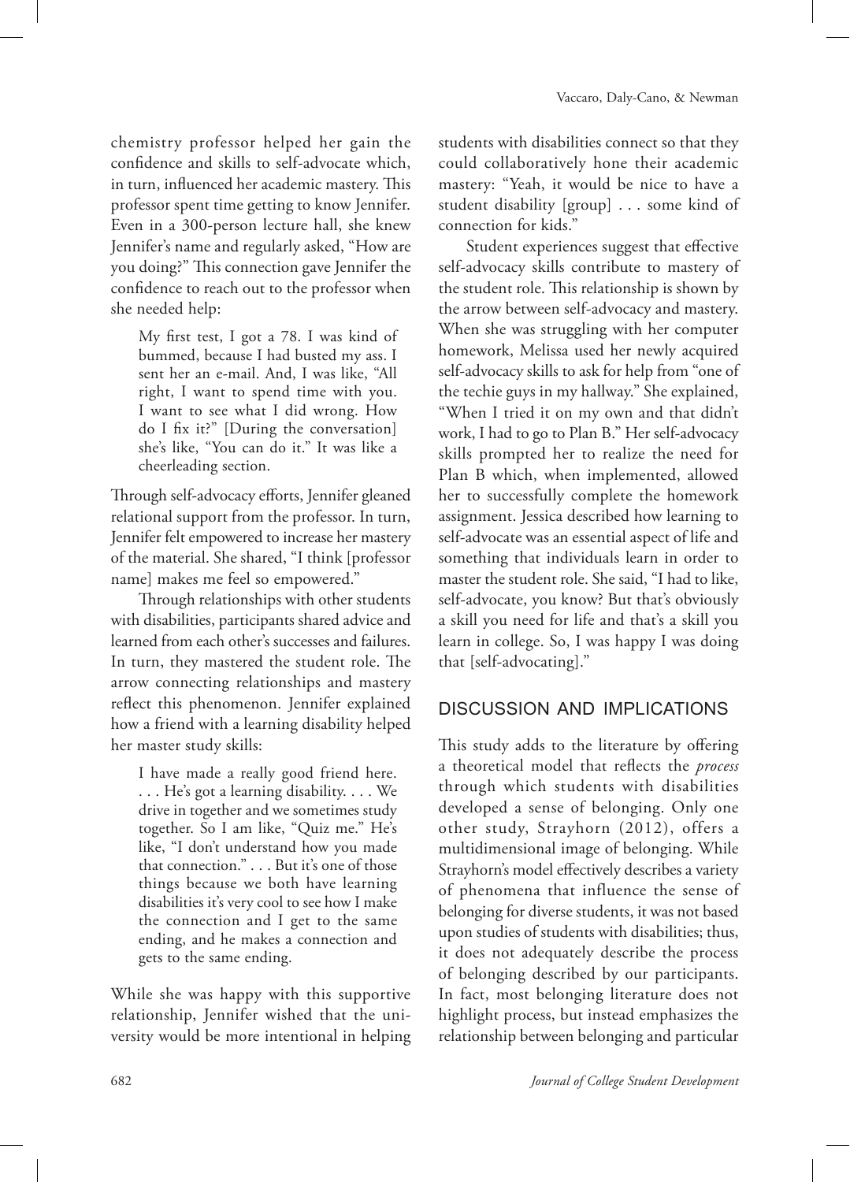chemistry professor helped her gain the confidence and skills to self-advocate which, in turn, influenced her academic mastery. This professor spent time getting to know Jennifer. Even in a 300-person lecture hall, she knew Jennifer's name and regularly asked, "How are you doing?" This connection gave Jennifer the confidence to reach out to the professor when she needed help:

> My first test, I got a 78. I was kind of bummed, because I had busted my ass. I sent her an e-mail. And, I was like, "All right, I want to spend time with you. I want to see what I did wrong. How do I fix it?" [During the conversation] she's like, "You can do it." It was like a cheerleading section.

Through self-advocacy efforts, Jennifer gleaned relational support from the professor. In turn, Jennifer felt empowered to increase her mastery of the material. She shared, "I think [professor name] makes me feel so empowered."

Through relationships with other students with disabilities, participants shared advice and learned from each other's successes and failures. In turn, they mastered the student role. The arrow connecting relationships and mastery reflect this phenomenon. Jennifer explained how a friend with a learning disability helped her master study skills:

> I have made a really good friend here. . . . He's got a learning disability. . . . We drive in together and we sometimes study together. So I am like, "Quiz me." He's like, "I don't understand how you made that connection." . . . But it's one of those things because we both have learning disabilities it's very cool to see how I make the connection and I get to the same ending, and he makes a connection and gets to the same ending.

While she was happy with this supportive relationship, Jennifer wished that the university would be more intentional in helping students with disabilities connect so that they could collaboratively hone their academic mastery: "Yeah, it would be nice to have a student disability [group] . . . some kind of connection for kids."

Student experiences suggest that effective self-advocacy skills contribute to mastery of the student role. This relationship is shown by the arrow between self-advocacy and mastery. When she was struggling with her computer homework, Melissa used her newly acquired self-advocacy skills to ask for help from "one of the techie guys in my hallway." She explained, "When I tried it on my own and that didn't work, I had to go to Plan B." Her self-advocacy skills prompted her to realize the need for Plan B which, when implemented, allowed her to successfully complete the homework assignment. Jessica described how learning to self-advocate was an essential aspect of life and something that individuals learn in order to master the student role. She said, "I had to like, self-advocate, you know? But that's obviously a skill you need for life and that's a skill you learn in college. So, I was happy I was doing that [self-advocating]."

## DISCUSSION AND IMPLICATIONS

This study adds to the literature by offering a theoretical model that reflects the *process* through which students with disabilities developed a sense of belonging. Only one other study, Strayhorn (2012), offers a multidimensional image of belonging. While Strayhorn's model effectively describes a variety of phenomena that influence the sense of belonging for diverse students, it was not based upon studies of students with disabilities; thus, it does not adequately describe the process of belonging described by our participants. In fact, most belonging literature does not highlight process, but instead emphasizes the relationship between belonging and particular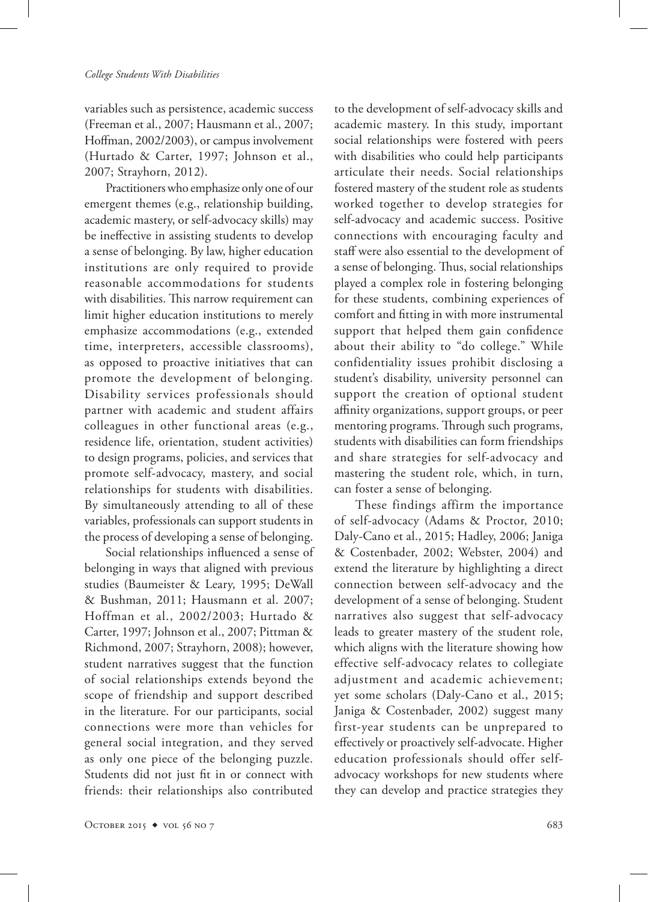variables such as persistence, academic success (Freeman et al., 2007; Hausmann et al., 2007; Hoffman, 2002/2003), or campus involvement (Hurtado & Carter, 1997; Johnson et al., 2007; Strayhorn, 2012).

Practitioners who emphasize only one of our emergent themes (e.g., relationship building, academic mastery, or self-advocacy skills) may be ineffective in assisting students to develop a sense of belonging. By law, higher education institutions are only required to provide reasonable accommodations for students with disabilities. This narrow requirement can limit higher education institutions to merely emphasize accommodations (e.g., extended time, interpreters, accessible classrooms), as opposed to proactive initiatives that can promote the development of belonging. Disability services professionals should partner with academic and student affairs colleagues in other functional areas (e.g., residence life, orientation, student activities) to design programs, policies, and services that promote self-advocacy, mastery, and social relationships for students with disabilities. By simultaneously attending to all of these variables, professionals can support students in the process of developing a sense of belonging.

Social relationships influenced a sense of belonging in ways that aligned with previous studies (Baumeister & Leary, 1995; DeWall & Bushman, 2011; Hausmann et al. 2007; Hoffman et al., 2002/2003; Hurtado & Carter, 1997; Johnson et al., 2007; Pittman & Richmond, 2007; Strayhorn, 2008); however, student narratives suggest that the function of social relationships extends beyond the scope of friendship and support described in the literature. For our participants, social connections were more than vehicles for general social integration, and they served as only one piece of the belonging puzzle. Students did not just fit in or connect with friends: their relationships also contributed to the development of self-advocacy skills and academic mastery. In this study, important social relationships were fostered with peers with disabilities who could help participants articulate their needs. Social relationships fostered mastery of the student role as students worked together to develop strategies for self-advocacy and academic success. Positive connections with encouraging faculty and staff were also essential to the development of a sense of belonging. Thus, social relationships played a complex role in fostering belonging for these students, combining experiences of comfort and fitting in with more instrumental support that helped them gain confidence about their ability to "do college." While confidentiality issues prohibit disclosing a student's disability, university personnel can support the creation of optional student affinity organizations, support groups, or peer mentoring programs. Through such programs, students with disabilities can form friendships and share strategies for self-advocacy and mastering the student role, which, in turn, can foster a sense of belonging.

These findings affirm the importance of self-advocacy (Adams & Proctor, 2010; Daly-Cano et al., 2015; Hadley, 2006; Janiga & Costenbader, 2002; Webster, 2004) and extend the literature by highlighting a direct connection between self-advocacy and the development of a sense of belonging. Student narratives also suggest that self-advocacy leads to greater mastery of the student role, which aligns with the literature showing how effective self-advocacy relates to collegiate adjustment and academic achievement; yet some scholars (Daly-Cano et al., 2015; Janiga & Costenbader, 2002) suggest many first-year students can be unprepared to effectively or proactively self-advocate. Higher education professionals should offer self-advocacy workshops for new students where they can develop and practice strategies they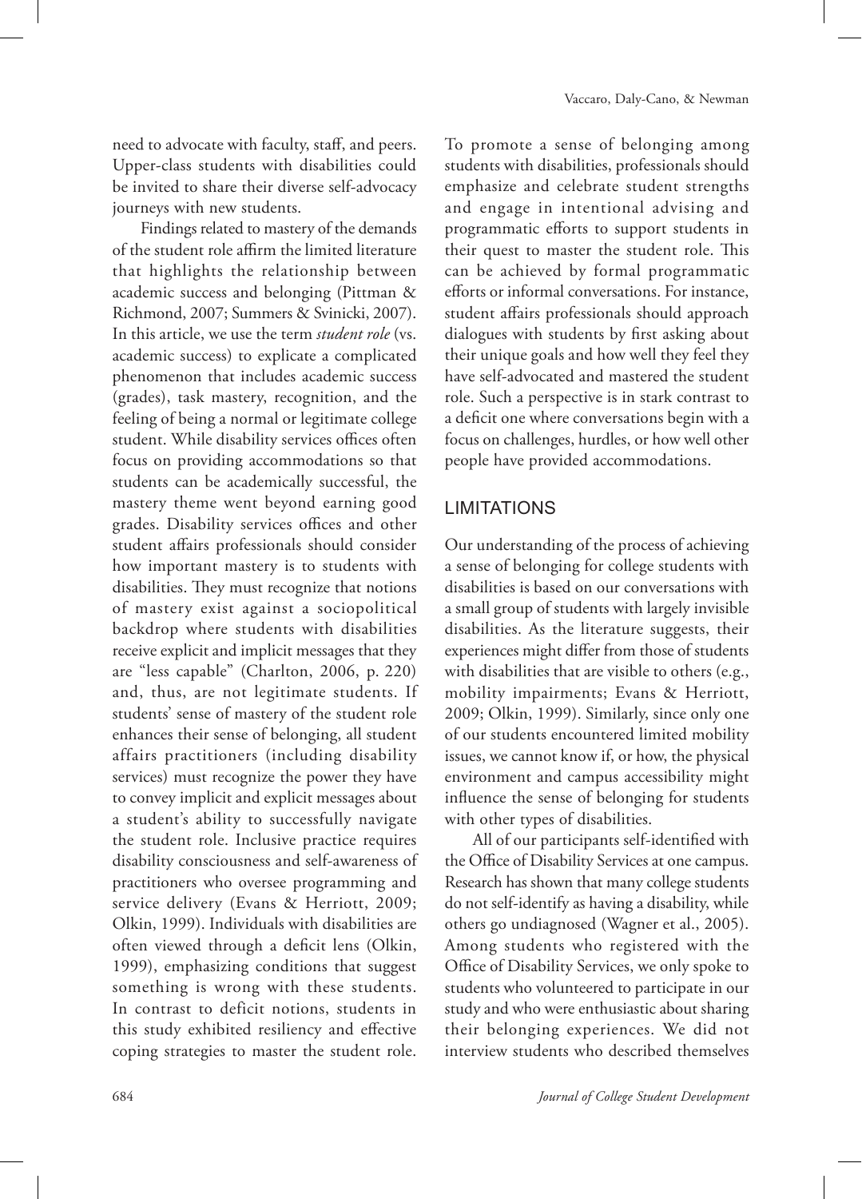need to advocate with faculty, staff, and peers. Upper-class students with disabilities could be invited to share their diverse self-advocacy journeys with new students.

Findings related to mastery of the demands of the student role affirm the limited literature that highlights the relationship between academic success and belonging (Pittman & Richmond, 2007; Summers & Svinicki, 2007). In this article, we use the term *student role* (vs. academic success) to explicate a complicated phenomenon that includes academic success (grades), task mastery, recognition, and the feeling of being a normal or legitimate college student. While disability services offices often focus on providing accommodations so that students can be academically successful, the mastery theme went beyond earning good grades. Disability services offices and other student affairs professionals should consider how important mastery is to students with disabilities. They must recognize that notions of mastery exist against a sociopolitical backdrop where students with disabilities receive explicit and implicit messages that they are "less capable" (Charlton, 2006, p. 220) and, thus, are not legitimate students. If students' sense of mastery of the student role enhances their sense of belonging, all student affairs practitioners (including disability services) must recognize the power they have to convey implicit and explicit messages about a student's ability to successfully navigate the student role. Inclusive practice requires disability consciousness and self-awareness of practitioners who oversee programming and service delivery (Evans & Herriott, 2009; Olkin, 1999). Individuals with disabilities are often viewed through a deficit lens (Olkin, 1999), emphasizing conditions that suggest something is wrong with these students. In contrast to deficit notions, students in this study exhibited resiliency and effective coping strategies to master the student role. To promote a sense of belonging among students with disabilities, professionals should emphasize and celebrate student strengths and engage in intentional advising and programmatic efforts to support students in their quest to master the student role. This can be achieved by formal programmatic efforts or informal conversations. For instance, student affairs professionals should approach dialogues with students by first asking about their unique goals and how well they feel they have self-advocated and mastered the student role. Such a perspective is in stark contrast to a deficit one where conversations begin with a focus on challenges, hurdles, or how well other people have provided accommodations.

## LIMITATIONS

Our understanding of the process of achieving a sense of belonging for college students with disabilities is based on our conversations with a small group of students with largely invisible disabilities. As the literature suggests, their experiences might differ from those of students with disabilities that are visible to others (e.g., mobility impairments; Evans & Herriott, 2009; Olkin, 1999). Similarly, since only one of our students encountered limited mobility issues, we cannot know if, or how, the physical environment and campus accessibility might influence the sense of belonging for students with other types of disabilities.

All of our participants self-identified with the Office of Disability Services at one campus. Research has shown that many college students do not self-identify as having a disability, while others go undiagnosed (Wagner et al., 2005). Among students who registered with the Office of Disability Services, we only spoke to students who volunteered to participate in our study and who were enthusiastic about sharing their belonging experiences. We did not interview students who described themselves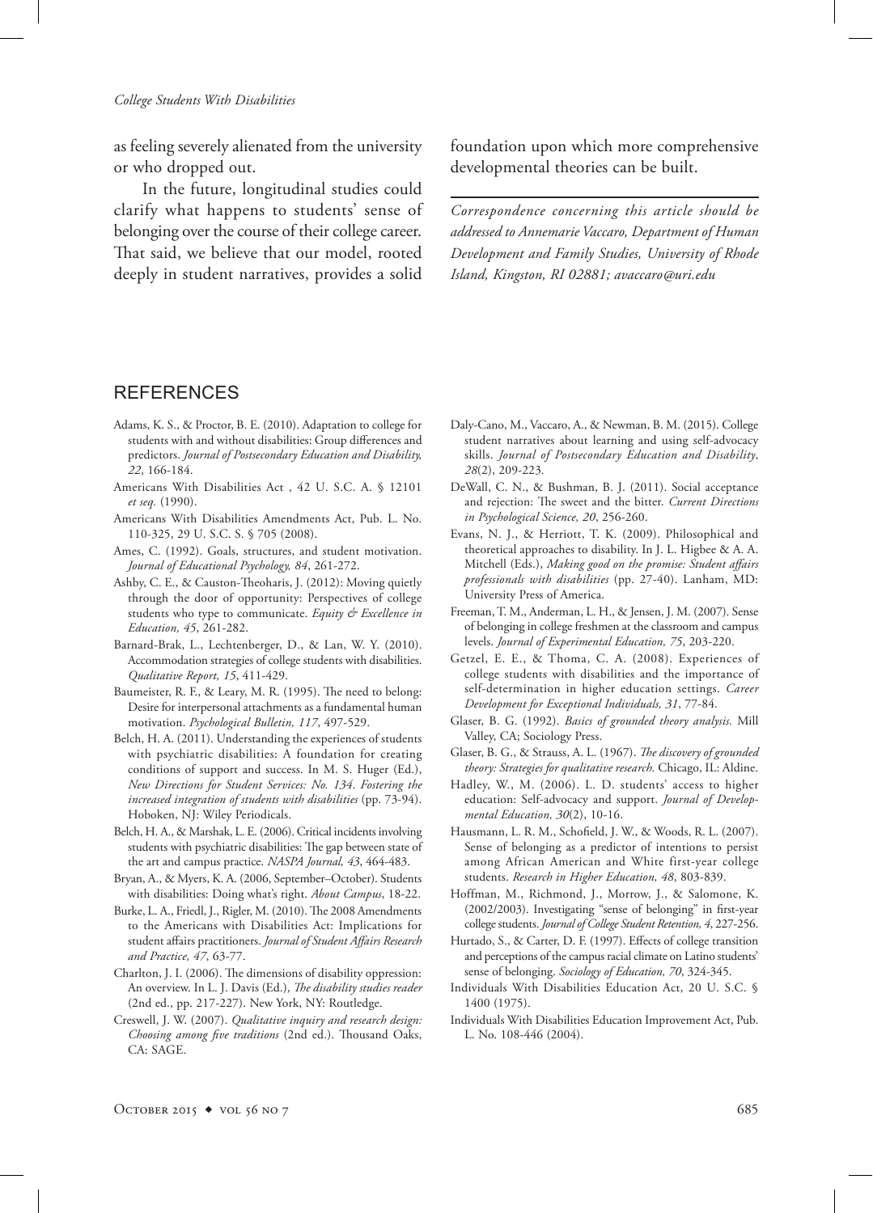as feeling severely alienated from the university or who dropped out.

In the future, longitudinal studies could clarify what happens to students' sense of belonging over the course of their college career. That said, we believe that our model, rooted deeply in student narratives, provides a solid foundation upon which more comprehensive developmental theories can be built.

*Correspondence concerning this article should be addressed to Annemarie Vaccaro, Department of Human Development and Family Studies, University of Rhode Island, Kingston, RI 02881; avaccaro@uri.edu*

## REFERENCES

Adams, K. S., & Proctor, B. E. (2010). Adaptation to college for students with and without disabilities: Group differences and predictors. *Journal of Postsecondary Education and Disability, 22*, 166-184.

Americans With Disabilities Act , 42 U. S.C. A. § 12101 *et seq.* (1990).

Americans With Disabilities Amendments Act, Pub. L. No. 110-325, 29 U. S.C. S. § 705 (2008).

Ames, C. (1992). Goals, structures, and student motivation. *Journal of Educational Psychology, 84*, 261-272.

Ashby, C. E., & Causton-Theoharis, J. (2012): Moving quietly through the door of opportunity: Perspectives of college students who type to communicate. *Equity & Excellence in Education, 45*, 261-282.

Barnard-Brak, L., Lechtenberger, D., & Lan, W. Y. (2010). Accommodation strategies of college students with disabilities. *Qualitative Report, 15*, 411-429.

Baumeister, R. F., & Leary, M. R. (1995). The need to belong: Desire for interpersonal attachments as a fundamental human motivation. *Psychological Bulletin, 117*, 497-529.

Belch, H. A. (2011). Understanding the experiences of students with psychiatric disabilities: A foundation for creating conditions of support and success. In M. S. Huger (Ed.), *New Directions for Student Services: No. 134. Fostering the increased integration of students with disabilities* (pp. 73-94). Hoboken, NJ: Wiley Periodicals.

Belch, H. A., & Marshak, L. E. (2006). Critical incidents involving students with psychiatric disabilities: The gap between state of the art and campus practice. *NASPA Journal, 43*, 464-483.

Bryan, A., & Myers, K. A. (2006, September–October). Students with disabilities: Doing what's right. *About Campus*, 18-22.

Burke, L. A., Friedl, J., Rigler, M. (2010). The 2008 Amendments to the Americans with Disabilities Act: Implications for student affairs practitioners. *Journal of Student Affairs Research and Practice, 47*, 63-77.

Charlton, J. I. (2006). The dimensions of disability oppression: An overview. In L. J. Davis (Ed.), *The disability studies reader* (2nd ed., pp. 217-227). New York, NY: Routledge.

Creswell, J. W. (2007). *Qualitative inquiry and research design: Choosing among five traditions* (2nd ed.). Thousand Oaks, CA: SAGE.

Daly-Cano, M., Vaccaro, A., & Newman, B. M. (2015). College student narratives about learning and using self-advocacy skills. *Journal of Postsecondary Education and Disability*, *28*(2), 209-223.

DeWall, C. N., & Bushman, B. J. (2011). Social acceptance and rejection: The sweet and the bitter. *Current Directions in Psychological Science, 20*, 256-260.

Evans, N. J., & Herriott, T. K. (2009). Philosophical and theoretical approaches to disability. In J. L. Higbee & A. A. Mitchell (Eds.), *Making good on the promise: Student affairs professionals with disabilities* (pp. 27-40). Lanham, MD: University Press of America.

Freeman, T. M., Anderman, L. H., & Jensen, J. M. (2007). Sense of belonging in college freshmen at the classroom and campus levels. *Journal of Experimental Education, 75*, 203-220.

Getzel, E. E., & Thoma, C. A. (2008). Experiences of college students with disabilities and the importance of self-determination in higher education settings. *Career Development for Exceptional Individuals, 31*, 77-84.

Glaser, B. G. (1992). *Basics of grounded theory analysis.* Mill Valley, CA; Sociology Press.

Glaser, B. G., & Strauss, A. L. (1967). *The discovery of grounded theory: Strategies for qualitative research.* Chicago, IL: Aldine.

Hadley, W., M. (2006). L. D. students' access to higher education: Self-advocacy and support. *Journal of Developmental Education, 30*(2), 10-16.

Hausmann, L. R. M., Schofield, J. W., & Woods, R. L. (2007). Sense of belonging as a predictor of intentions to persist among African American and White first-year college students. *Research in Higher Education, 48*, 803-839.

Hoffman, M., Richmond, J., Morrow, J., & Salomone, K. (2002/2003). Investigating "sense of belonging" in first-year college students. *Journal of College Student Retention, 4*, 227-256.

Hurtado, S., & Carter, D. F. (1997). Effects of college transition and perceptions of the campus racial climate on Latino students' sense of belonging. *Sociology of Education, 70*, 324-345.

Individuals With Disabilities Education Act, 20 U. S.C. § 1400 (1975).

Individuals With Disabilities Education Improvement Act, Pub. L. No. 108-446 (2004).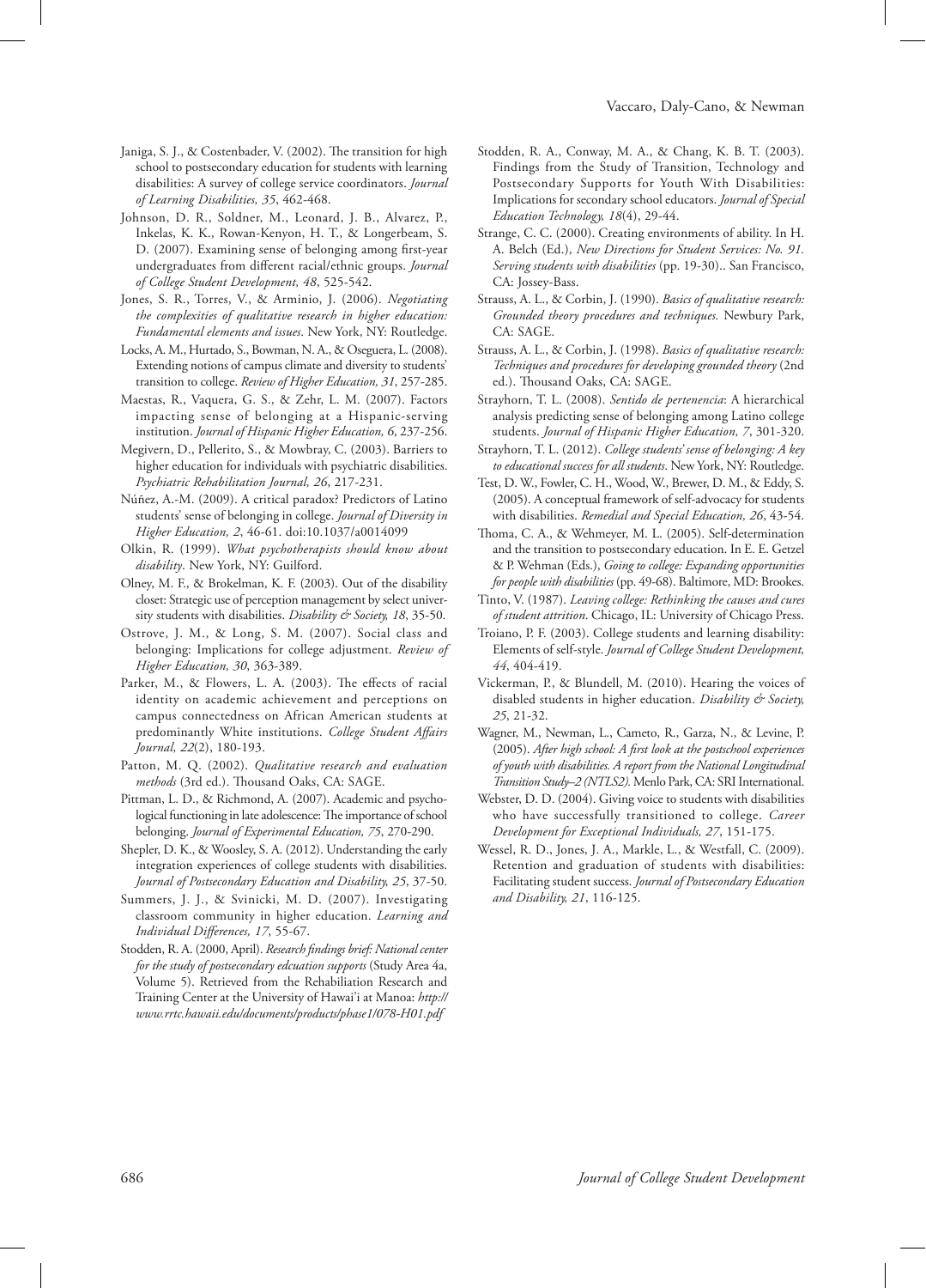Janiga, S. J., & Costenbader, V. (2002). The transition for high school to postsecondary education for students with learning disabilities: A survey of college service coordinators. *Journal of Learning Disabilities, 35*, 462-468.

Johnson, D. R., Soldner, M., Leonard, J. B., Alvarez, P., Inkelas, K. K., Rowan-Kenyon, H. T., & Longerbeam, S. D. (2007). Examining sense of belonging among first-year undergraduates from different racial/ethnic groups. *Journal of College Student Development, 48*, 525-542.

Jones, S. R., Torres, V., & Arminio, J. (2006). *Negotiating the complexities of qualitative research in higher education: Fundamental elements and issues*. New York, NY: Routledge.

Locks, A. M., Hurtado, S., Bowman, N. A., & Oseguera, L. (2008). Extending notions of campus climate and diversity to students' transition to college. *Review of Higher Education, 31*, 257-285.

Maestas, R., Vaquera, G. S., & Zehr, L. M. (2007). Factors impacting sense of belonging at a Hispanic-serving institution. *Journal of Hispanic Higher Education, 6*, 237-256.

Megivern, D., Pellerito, S., & Mowbray, C. (2003). Barriers to higher education for individuals with psychiatric disabilities. *Psychiatric Rehabilitation Journal, 26*, 217-231.

Núñez, A.-M. (2009). A critical paradox? Predictors of Latino students' sense of belonging in college. *Journal of Diversity in Higher Education, 2*, 46-61. doi:10.1037/a0014099

Olkin, R. (1999). *What psychotherapists should know about disability*. New York, NY: Guilford.

Olney, M. F., & Brokelman, K. F. (2003). Out of the disability closet: Strategic use of perception management by select university students with disabilities. *Disability & Society, 18*, 35-50.

Ostrove, J. M., & Long, S. M. (2007). Social class and belonging: Implications for college adjustment. *Review of Higher Education, 30*, 363-389.

Parker, M., & Flowers, L. A. (2003). The effects of racial identity on academic achievement and perceptions on campus connectedness on African American students at predominantly White institutions. *College Student Affairs Journal, 22*(2), 180-193.

Patton, M. Q. (2002). *Qualitative research and evaluation methods* (3rd ed.). Thousand Oaks, CA: SAGE.

Pittman, L. D., & Richmond, A. (2007). Academic and psychological functioning in late adolescence: The importance of school belonging. *Journal of Experimental Education, 75*, 270-290.

Shepler, D. K., & Woosley, S. A. (2012). Understanding the early integration experiences of college students with disabilities. *Journal of Postsecondary Education and Disability, 25*, 37-50.

Summers, J. J., & Svinicki, M. D. (2007). Investigating classroom community in higher education. *Learning and Individual Differences, 17*, 55-67.

Stodden, R. A. (2000, April). *Research findings brief: National center for the study of postsecondary edcuation supports* (Study Area 4a, Volume 5). Retrieved from the Rehabiliation Research and Training Center at the University of Hawai'i at Manoa: *http://www.rrtc.hawaii.edu/documents/products/phase1/078-H01.pdf*

Stodden, R. A., Conway, M. A., & Chang, K. B. T. (2003). Findings from the Study of Transition, Technology and Postsecondary Supports for Youth With Disabilities: Implications for secondary school educators. *Journal of Special Education Technology, 18*(4), 29-44.

Strange, C. C. (2000). Creating environments of ability. In H. A. Belch (Ed.), *New Directions for Student Services: No. 91. Serving students with disabilities* (pp. 19-30).. San Francisco, CA: Jossey-Bass.

Strauss, A. L., & Corbin, J. (1990). *Basics of qualitative research: Grounded theory procedures and techniques.* Newbury Park, CA: SAGE.

Strauss, A. L., & Corbin, J. (1998). *Basics of qualitative research: Techniques and procedures for developing grounded theory* (2nd ed.). Thousand Oaks, CA: SAGE.

Strayhorn, T. L. (2008). *Sentido de pertenencia*: A hierarchical analysis predicting sense of belonging among Latino college students. *Journal of Hispanic Higher Education, 7*, 301-320.

Strayhorn, T. L. (2012). *College students' sense of belonging: A key to educational success for all students*. New York, NY: Routledge.

Test, D. W., Fowler, C. H., Wood, W., Brewer, D. M., & Eddy, S. (2005). A conceptual framework of self-advocacy for students with disabilities. *Remedial and Special Education, 26*, 43-54.

Thoma, C. A., & Wehmeyer, M. L. (2005). Self-determination and the transition to postsecondary education. In E. E. Getzel & P. Wehman (Eds.), *Going to college: Expanding opportunities for people with disabilities* (pp. 49-68). Baltimore, MD: Brookes.

Tinto, V. (1987). *Leaving college: Rethinking the causes and cures of student attrition*. Chicago, IL: University of Chicago Press.

Troiano, P. F. (2003). College students and learning disability: Elements of self-style. *Journal of College Student Development, 44*, 404-419.

Vickerman, P., & Blundell, M. (2010). Hearing the voices of disabled students in higher education. *Disability & Society, 25*, 21-32.

Wagner, M., Newman, L., Cameto, R., Garza, N., & Levine, P. (2005). *After high school: A first look at the postschool experiences of youth with disabilities. A report from the National Longitudinal Transition Study–2 (NTLS2).* Menlo Park, CA: SRI International.

Webster, D. D. (2004). Giving voice to students with disabilities who have successfully transitioned to college. *Career Development for Exceptional Individuals, 27*, 151-175.

Wessel, R. D., Jones, J. A., Markle, L., & Westfall, C. (2009). Retention and graduation of students with disabilities: Facilitating student success. *Journal of Postsecondary Education and Disability, 21*, 116-125.